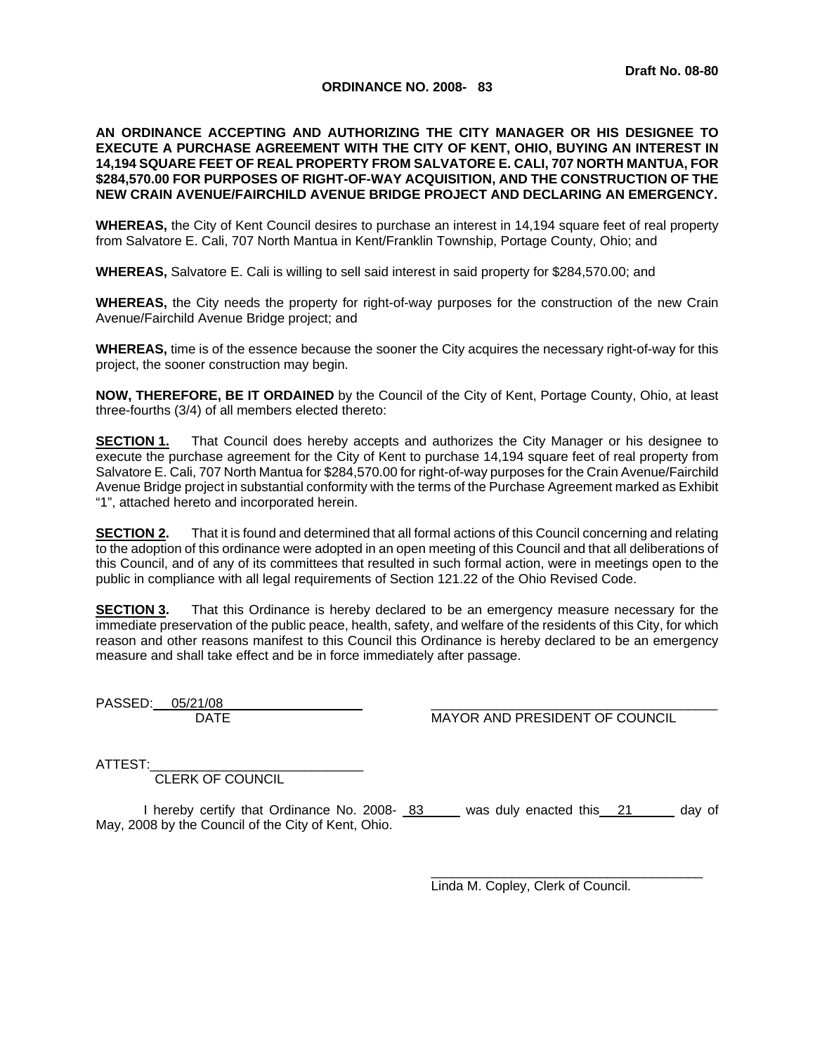**Draft No. 08-80**

# ORDINANCE NO. 2008- 83

**AN ORDINANCE ACCEPTING AND AUTHORIZING THE CITY MANAGER OR HIS DESIGNEE TO EXECUTE A PURCHASE AGREEMENT WITH THE CITY OF KENT, OHIO, BUYING AN INTEREST IN 14,194 SQUARE FEET OF REAL PROPERTY FROM SALVATORE E. CALI, 707 NORTH MANTUA, FOR $284,570.00 FOR PURPOSES OF RIGHT-OF-WAY ACQUISITION, AND THE CONSTRUCTION OF THE NEW CRAIN AVENUE/FAIRCHILD AVENUE BRIDGE PROJECT AND DECLARING AN EMERGENCY.**

**WHEREAS,** the City of Kent Council desires to purchase an interest in 14,194 square feet of real property from Salvatore E. Cali, 707 North Mantua in Kent/Franklin Township, Portage County, Ohio; and

**WHEREAS,** Salvatore E. Cali is willing to sell said interest in said property for $284,570.00; and

**WHEREAS,** the City needs the property for right-of-way purposes for the construction of the new Crain Avenue/Fairchild Avenue Bridge project; and

**WHEREAS,** time is of the essence because the sooner the City acquires the necessary right-of-way for this project, the sooner construction may begin.

**NOW, THEREFORE, BE IT ORDAINED** by the Council of the City of Kent, Portage County, Ohio, at least three-fourths (3/4) of all members elected thereto:

**SECTION 1.** That Council does hereby accepts and authorizes the City Manager or his designee to execute the purchase agreement for the City of Kent to purchase 14,194 square feet of real property from Salvatore E. Cali, 707 North Mantua for $284,570.00 for right-of-way purposes for the Crain Avenue/Fairchild Avenue Bridge project in substantial conformity with the terms of the Purchase Agreement marked as Exhibit "1", attached hereto and incorporated herein.

**SECTION 2.** That it is found and determined that all formal actions of this Council concerning and relating to the adoption of this ordinance were adopted in an open meeting of this Council and that all deliberations of this Council, and of any of its committees that resulted in such formal action, were in meetings open to the public in compliance with all legal requirements of Section 121.22 of the Ohio Revised Code.

**SECTION 3.** That this Ordinance is hereby declared to be an emergency measure necessary for the immediate preservation of the public peace, health, safety, and welfare of the residents of this City, for which reason and other reasons manifest to this Council this Ordinance is hereby declared to be an emergency measure and shall take effect and be in force immediately after passage.

PASSED: 05/21/08
DATE

_______________________________
MAYOR AND PRESIDENT OF COUNCIL

ATTEST: _______________________________
CLERK OF COUNCIL

I hereby certify that Ordinance No. 2008- 83 was duly enacted this 21 day of May, 2008 by the Council of the City of Kent, Ohio.

_______________________________
Linda M. Copley, Clerk of Council.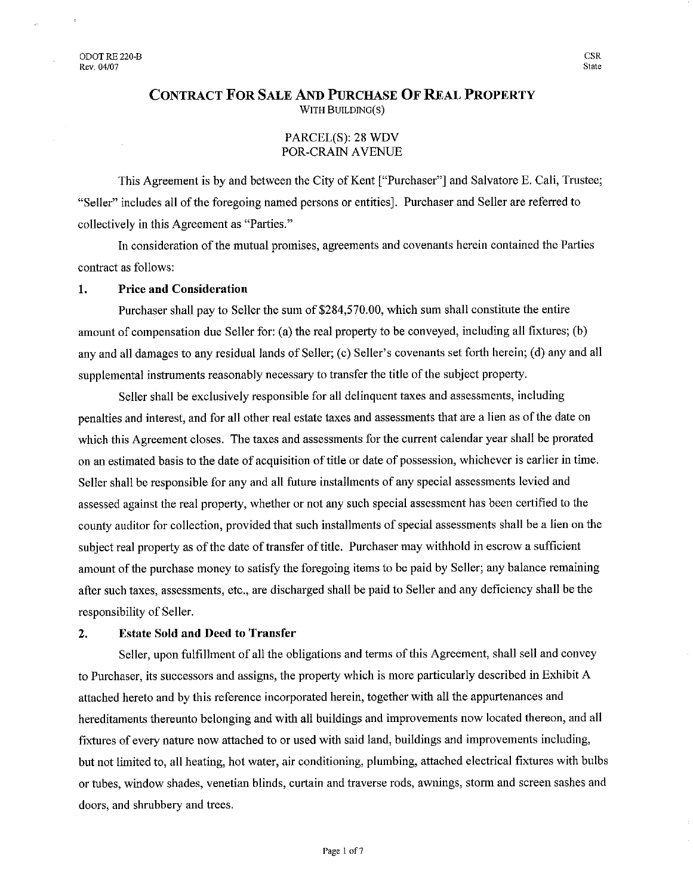ODOT RE 220-B
Rev. 04/07

CSR
State

# CONTRACT FOR SALE AND PURCHASE OF REAL PROPERTY

WITH BUILDING(S)

PARCEL(S): 28 WDV
POR-CRAIN AVENUE

This Agreement is by and between the City of Kent ["Purchaser"] and Salvatore E. Cali, Trustee; "Seller" includes all of the foregoing named persons or entities]. Purchaser and Seller are referred to collectively in this Agreement as "Parties."

In consideration of the mutual promises, agreements and covenants herein contained the Parties contract as follows:

## 1. Price and Consideration

Purchaser shall pay to Seller the sum of $284,570.00, which sum shall constitute the entire amount of compensation due Seller for: (a) the real property to be conveyed, including all fixtures; (b) any and all damages to any residual lands of Seller; (c) Seller's covenants set forth herein; (d) any and all supplemental instruments reasonably necessary to transfer the title of the subject property.

Seller shall be exclusively responsible for all delinquent taxes and assessments, including penalties and interest, and for all other real estate taxes and assessments that are a lien as of the date on which this Agreement closes. The taxes and assessments for the current calendar year shall be prorated on an estimated basis to the date of acquisition of title or date of possession, whichever is earlier in time. Seller shall be responsible for any and all future installments of any special assessments levied and assessed against the real property, whether or not any such special assessment has been certified to the county auditor for collection, provided that such installments of special assessments shall be a lien on the subject real property as of the date of transfer of title. Purchaser may withhold in escrow a sufficient amount of the purchase money to satisfy the foregoing items to be paid by Seller; any balance remaining after such taxes, assessments, etc., are discharged shall be paid to Seller and any deficiency shall be the responsibility of Seller.

## 2. Estate Sold and Deed to Transfer

Seller, upon fulfillment of all the obligations and terms of this Agreement, shall sell and convey to Purchaser, its successors and assigns, the property which is more particularly described in Exhibit A attached hereto and by this reference incorporated herein, together with all the appurtenances and hereditaments thereunto belonging and with all buildings and improvements now located thereon, and all fixtures of every nature now attached to or used with said land, buildings and improvements including, but not limited to, all heating, hot water, air conditioning, plumbing, attached electrical fixtures with bulbs or tubes, window shades, venetian blinds, curtain and traverse rods, awnings, storm and screen sashes and doors, and shrubbery and trees.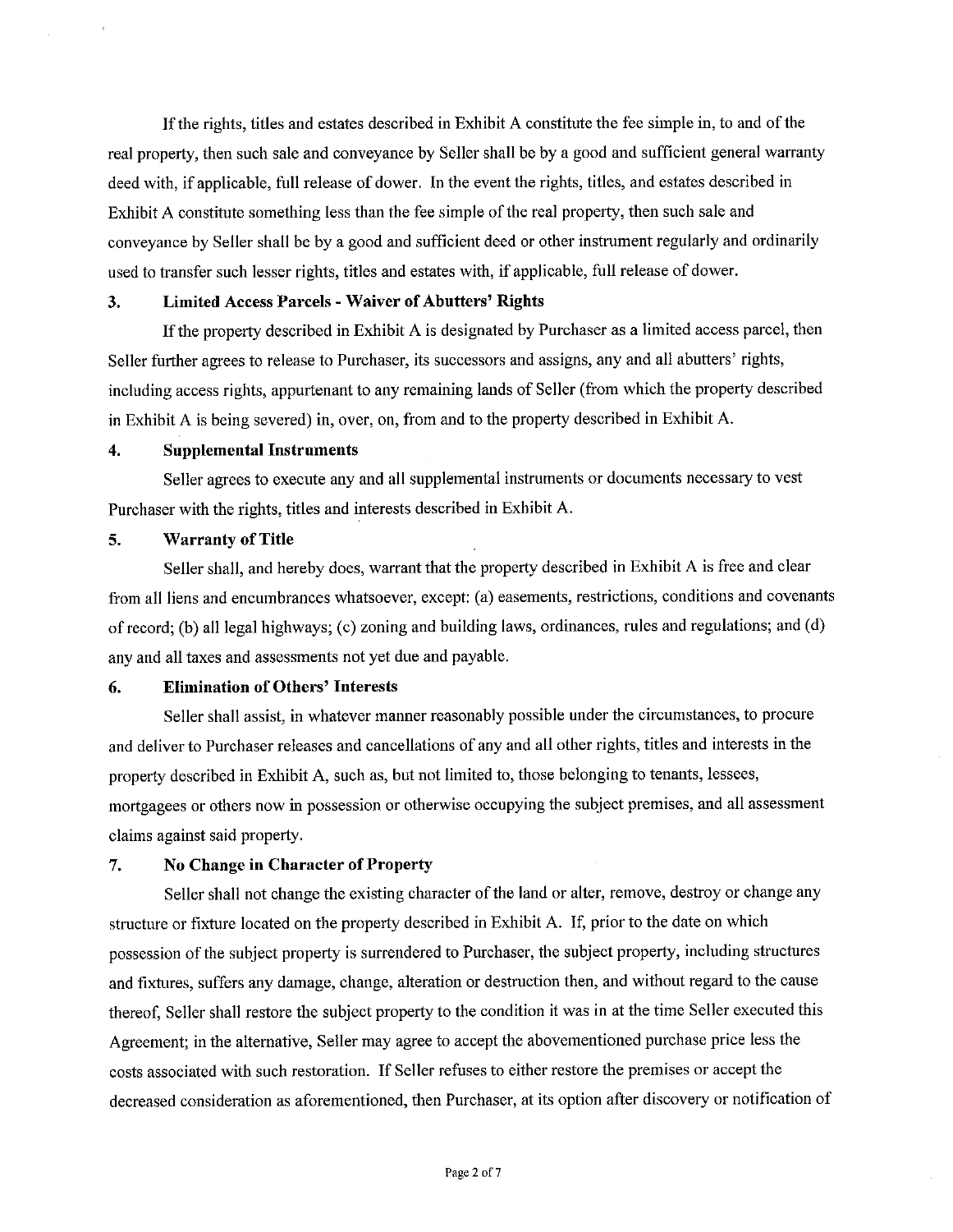If the rights, titles and estates described in Exhibit A constitute the fee simple in, to and of the real property, then such sale and conveyance by Seller shall be by a good and sufficient general warranty deed with, if applicable, full release of dower. In the event the rights, titles, and estates described in Exhibit A constitute something less than the fee simple of the real property, then such sale and conveyance by Seller shall be by a good and sufficient deed or other instrument regularly and ordinarily used to transfer such lesser rights, titles and estates with, if applicable, full release of dower.

**3. Limited Access Parcels - Waiver of Abutters' Rights**

If the property described in Exhibit A is designated by Purchaser as a limited access parcel, then Seller further agrees to release to Purchaser, its successors and assigns, any and all abutters' rights, including access rights, appurtenant to any remaining lands of Seller (from which the property described in Exhibit A is being severed) in, over, on, from and to the property described in Exhibit A.

**4. Supplemental Instruments**

Seller agrees to execute any and all supplemental instruments or documents necessary to vest Purchaser with the rights, titles and interests described in Exhibit A.

**5. Warranty of Title**

Seller shall, and hereby does, warrant that the property described in Exhibit A is free and clear from all liens and encumbrances whatsoever, except: (a) easements, restrictions, conditions and covenants of record; (b) all legal highways; (c) zoning and building laws, ordinances, rules and regulations; and (d) any and all taxes and assessments not yet due and payable.

**6. Elimination of Others' Interests**

Seller shall assist, in whatever manner reasonably possible under the circumstances, to procure and deliver to Purchaser releases and cancellations of any and all other rights, titles and interests in the property described in Exhibit A, such as, but not limited to, those belonging to tenants, lessees, mortgagees or others now in possession or otherwise occupying the subject premises, and all assessment claims against said property.

**7. No Change in Character of Property**

Seller shall not change the existing character of the land or alter, remove, destroy or change any structure or fixture located on the property described in Exhibit A. If, prior to the date on which possession of the subject property is surrendered to Purchaser, the subject property, including structures and fixtures, suffers any damage, change, alteration or destruction then, and without regard to the cause thereof, Seller shall restore the subject property to the condition it was in at the time Seller executed this Agreement; in the alternative, Seller may agree to accept the abovementioned purchase price less the costs associated with such restoration. If Seller refuses to either restore the premises or accept the decreased consideration as aforementioned, then Purchaser, at its option after discovery or notification of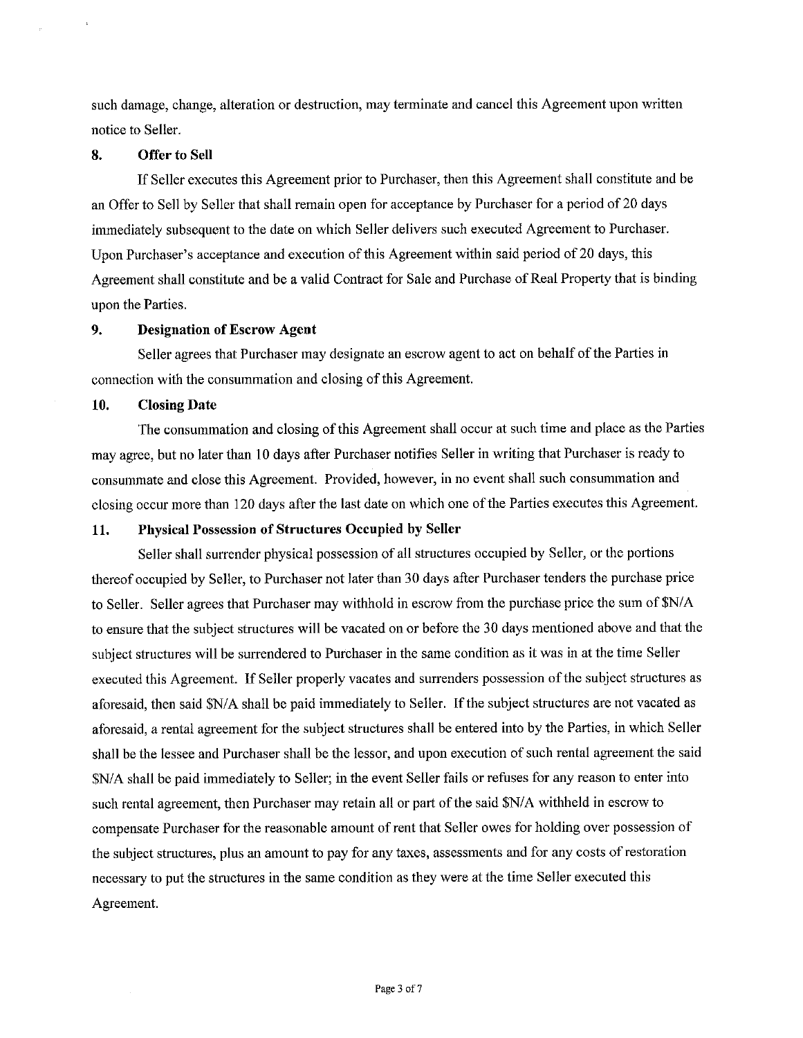such damage, change, alteration or destruction, may terminate and cancel this Agreement upon written notice to Seller.

## 8. Offer to Sell

If Seller executes this Agreement prior to Purchaser, then this Agreement shall constitute and be an Offer to Sell by Seller that shall remain open for acceptance by Purchaser for a period of 20 days immediately subsequent to the date on which Seller delivers such executed Agreement to Purchaser. Upon Purchaser's acceptance and execution of this Agreement within said period of 20 days, this Agreement shall constitute and be a valid Contract for Sale and Purchase of Real Property that is binding upon the Parties.

## 9. Designation of Escrow Agent

Seller agrees that Purchaser may designate an escrow agent to act on behalf of the Parties in connection with the consummation and closing of this Agreement.

## 10. Closing Date

The consummation and closing of this Agreement shall occur at such time and place as the Parties may agree, but no later than 10 days after Purchaser notifies Seller in writing that Purchaser is ready to consummate and close this Agreement. Provided, however, in no event shall such consummation and closing occur more than 120 days after the last date on which one of the Parties executes this Agreement.

## 11. Physical Possession of Structures Occupied by Seller

Seller shall surrender physical possession of all structures occupied by Seller, or the portions thereof occupied by Seller, to Purchaser not later than 30 days after Purchaser tenders the purchase price to Seller. Seller agrees that Purchaser may withhold in escrow from the purchase price the sum of $N/A to ensure that the subject structures will be vacated on or before the 30 days mentioned above and that the subject structures will be surrendered to Purchaser in the same condition as it was in at the time Seller executed this Agreement. If Seller properly vacates and surrenders possession of the subject structures as aforesaid, then said $N/A shall be paid immediately to Seller. If the subject structures are not vacated as aforesaid, a rental agreement for the subject structures shall be entered into by the Parties, in which Seller shall be the lessee and Purchaser shall be the lessor, and upon execution of such rental agreement the said $N/A shall be paid immediately to Seller; in the event Seller fails or refuses for any reason to enter into such rental agreement, then Purchaser may retain all or part of the said $N/A withheld in escrow to compensate Purchaser for the reasonable amount of rent that Seller owes for holding over possession of the subject structures, plus an amount to pay for any taxes, assessments and for any costs of restoration necessary to put the structures in the same condition as they were at the time Seller executed this Agreement.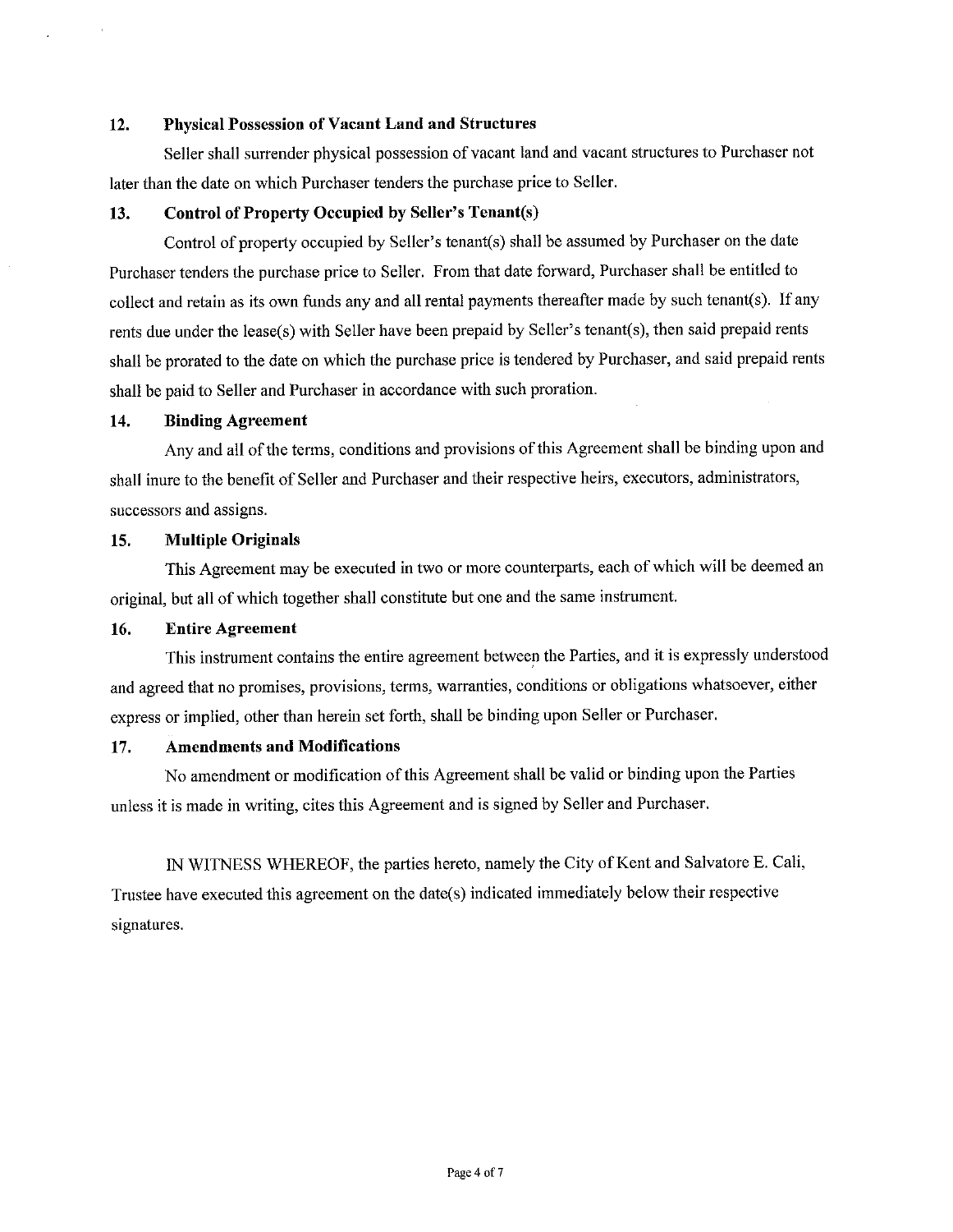### 12. Physical Possession of Vacant Land and Structures

Seller shall surrender physical possession of vacant land and vacant structures to Purchaser not later than the date on which Purchaser tenders the purchase price to Seller.

### 13. Control of Property Occupied by Seller's Tenant(s)

Control of property occupied by Seller's tenant(s) shall be assumed by Purchaser on the date Purchaser tenders the purchase price to Seller. From that date forward, Purchaser shall be entitled to collect and retain as its own funds any and all rental payments thereafter made by such tenant(s). If any rents due under the lease(s) with Seller have been prepaid by Seller's tenant(s), then said prepaid rents shall be prorated to the date on which the purchase price is tendered by Purchaser, and said prepaid rents shall be paid to Seller and Purchaser in accordance with such proration.

### 14. Binding Agreement

Any and all of the terms, conditions and provisions of this Agreement shall be binding upon and shall inure to the benefit of Seller and Purchaser and their respective heirs, executors, administrators, successors and assigns.

### 15. Multiple Originals

This Agreement may be executed in two or more counterparts, each of which will be deemed an original, but all of which together shall constitute but one and the same instrument.

### 16. Entire Agreement

This instrument contains the entire agreement between the Parties, and it is expressly understood and agreed that no promises, provisions, terms, warranties, conditions or obligations whatsoever, either express or implied, other than herein set forth, shall be binding upon Seller or Purchaser.

### 17. Amendments and Modifications

No amendment or modification of this Agreement shall be valid or binding upon the Parties unless it is made in writing, cites this Agreement and is signed by Seller and Purchaser.

IN WITNESS WHEREOF, the parties hereto, namely the City of Kent and Salvatore E. Cali, Trustee have executed this agreement on the date(s) indicated immediately below their respective signatures.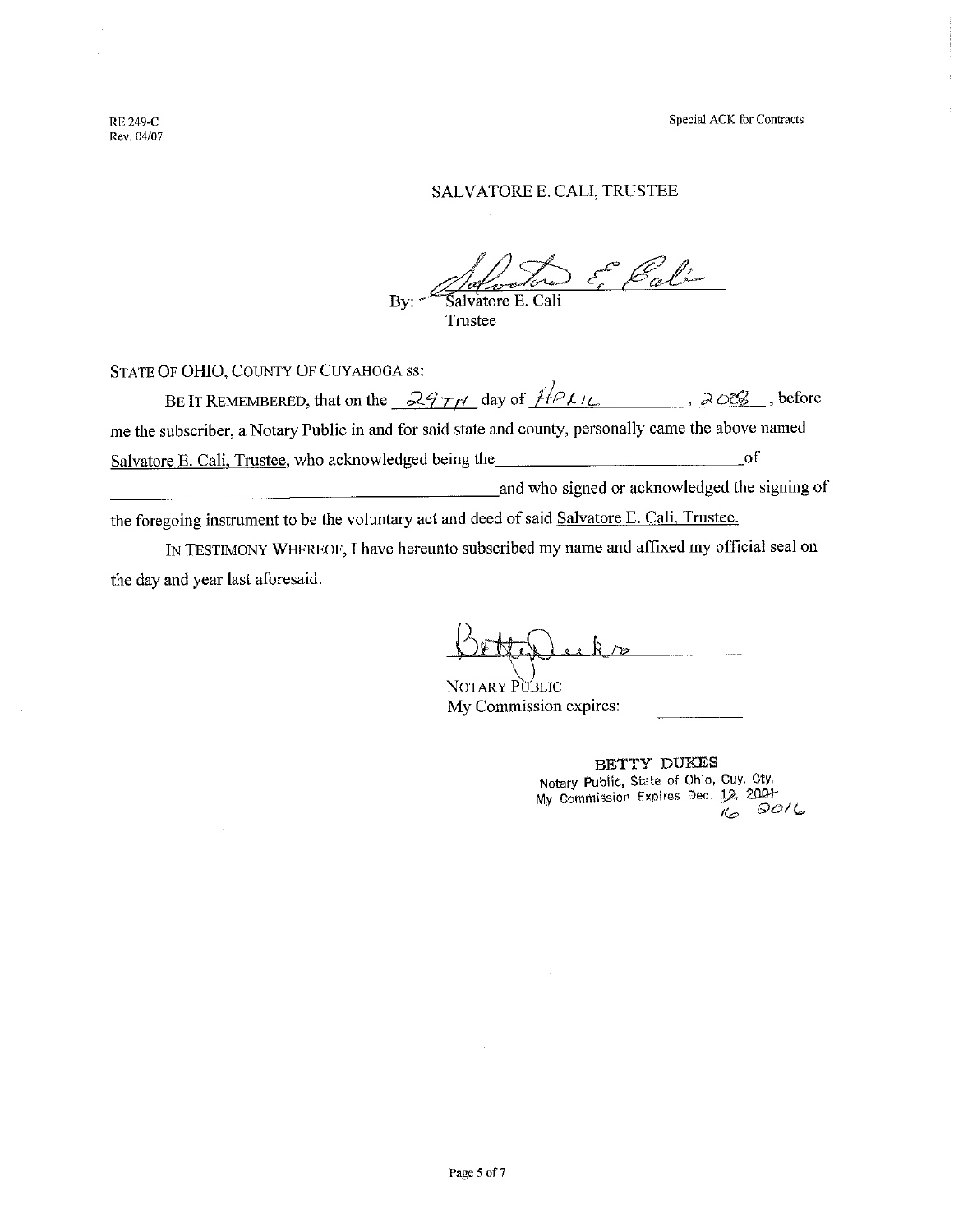RE 249-C
Rev. 04/07

Special ACK for Contracts

SALVATORE E. CALI, TRUSTEE

By: Salvatore E. Cali
Trustee

STATE OF OHIO, COUNTY OF CUYAHOGA ss:

BE IT REMEMBERED, that on the 29TH day of APRIL, 2008, before me the subscriber, a Notary Public in and for said state and county, personally came the above named Salvatore E. Cali, Trustee, who acknowledged being the ____________________ of ____________________ and who signed or acknowledged the signing of the foregoing instrument to be the voluntary act and deed of said Salvatore E. Cali, Trustee.

IN TESTIMONY WHEREOF, I have hereunto subscribed my name and affixed my official seal on the day and year last aforesaid.

NOTARY PUBLIC
My Commission expires: __________

BETTY DUKES
Notary Public, State of Ohio, Cuy. Cty.
My Commission Expires Dec. ~~12~~, ~~2007~~ 16 2016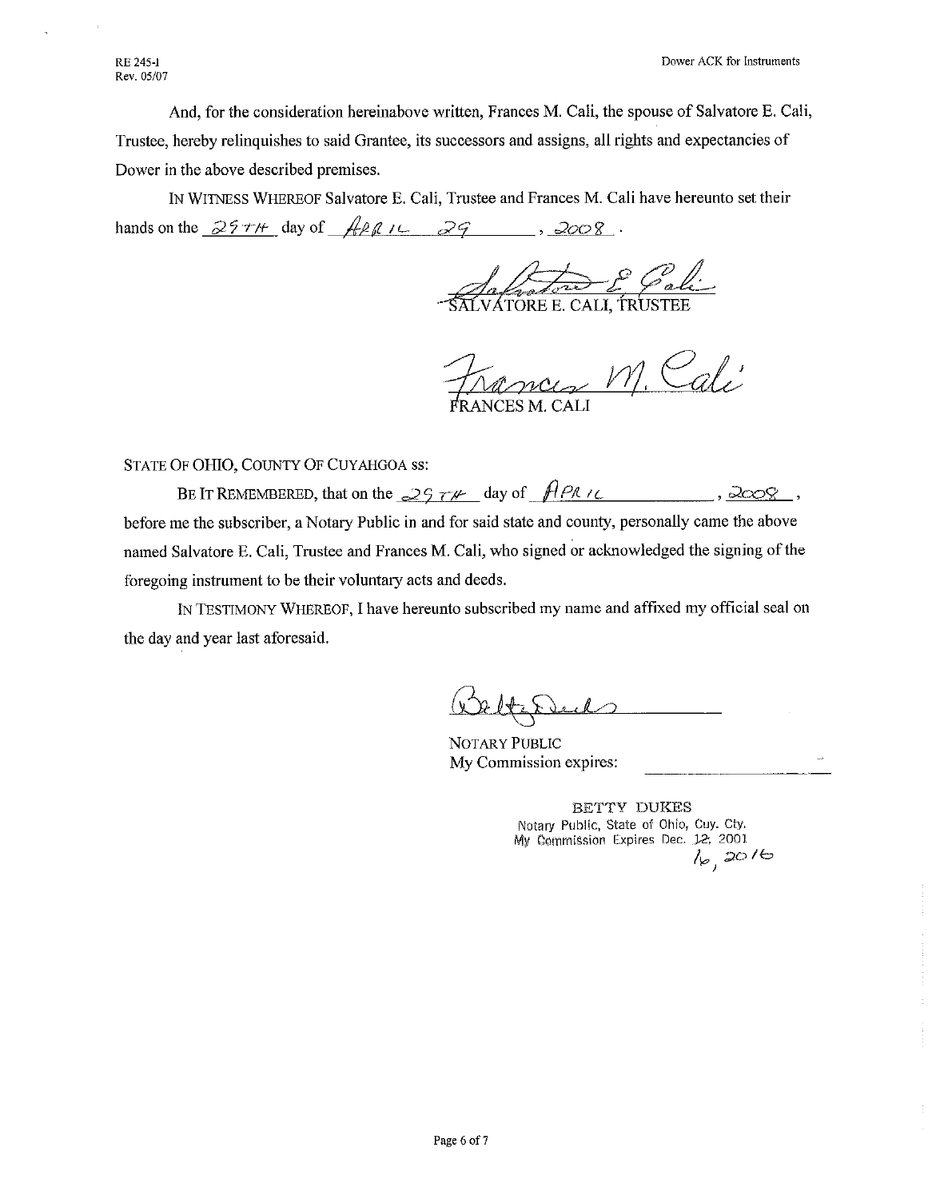RE 245-I
Rev. 05/07

Dower ACK for Instruments

And, for the consideration hereinabove written, Frances M. Cali, the spouse of Salvatore E. Cali, Trustee, hereby relinquishes to said Grantee, its successors and assigns, all rights and expectancies of Dower in the above described premises.

IN WITNESS WHEREOF Salvatore E. Cali, Trustee and Frances M. Cali have hereunto set their hands on the 29TH day of APRIL 29, 2008.

SALVATORE E. CALI, TRUSTEE

FRANCES M. CALI

STATE OF OHIO, COUNTY OF CUYAHGOA ss:

BE IT REMEMBERED, that on the 29TH day of APRIL, 2008, before me the subscriber, a Notary Public in and for said state and county, personally came the above named Salvatore E. Cali, Trustee and Frances M. Cali, who signed or acknowledged the signing of the foregoing instrument to be their voluntary acts and deeds.

IN TESTIMONY WHEREOF, I have hereunto subscribed my name and affixed my official seal on the day and year last aforesaid.

NOTARY PUBLIC
My Commission expires:

BETTY DUKES
Notary Public, State of Ohio, Cuy. Cty.
My Commission Expires Dec. ~~12, 2001~~ 16, 2016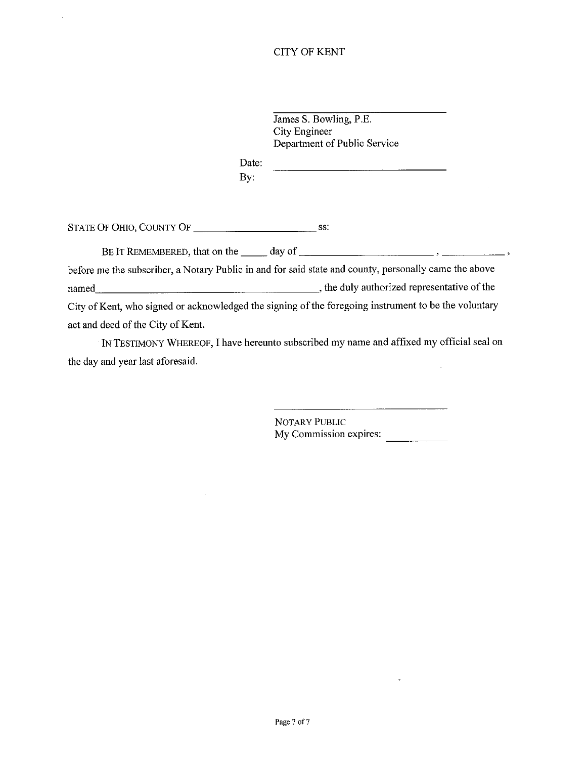CITY OF KENT

\_\_\_\_\_\_\_\_\_\_\_\_\_\_\_\_\_\_\_\_\_\_\_\_\_\_\_\_\_\_

James S. Bowling, P.E.
City Engineer
Department of Public Service

Date: \_\_\_\_\_\_\_\_\_\_\_\_\_\_\_\_\_\_\_\_\_\_\_\_\_\_\_\_\_\_
By:

STATE OF OHIO, COUNTY OF \_\_\_\_\_\_\_\_\_\_\_\_\_\_\_\_\_\_\_\_\_\_ ss:

BE IT REMEMBERED, that on the \_\_\_\_\_ day of \_\_\_\_\_\_\_\_\_\_\_\_\_\_\_\_\_\_\_\_\_\_\_\_, \_\_\_\_\_\_\_\_\_\_\_\_, before me the subscriber, a Notary Public in and for said state and county, personally came the above named\_\_\_\_\_\_\_\_\_\_\_\_\_\_\_\_\_\_\_\_\_\_\_\_\_\_\_\_\_\_\_\_\_\_\_\_\_\_\_\_\_\_, the duly authorized representative of the City of Kent, who signed or acknowledged the signing of the foregoing instrument to be the voluntary act and deed of the City of Kent.

IN TESTIMONY WHEREOF, I have hereunto subscribed my name and affixed my official seal on the day and year last aforesaid.

\_\_\_\_\_\_\_\_\_\_\_\_\_\_\_\_\_\_\_\_\_\_\_\_\_\_\_\_\_\_

NOTARY PUBLIC
My Commission expires: \_\_\_\_\_\_\_\_\_\_\_\_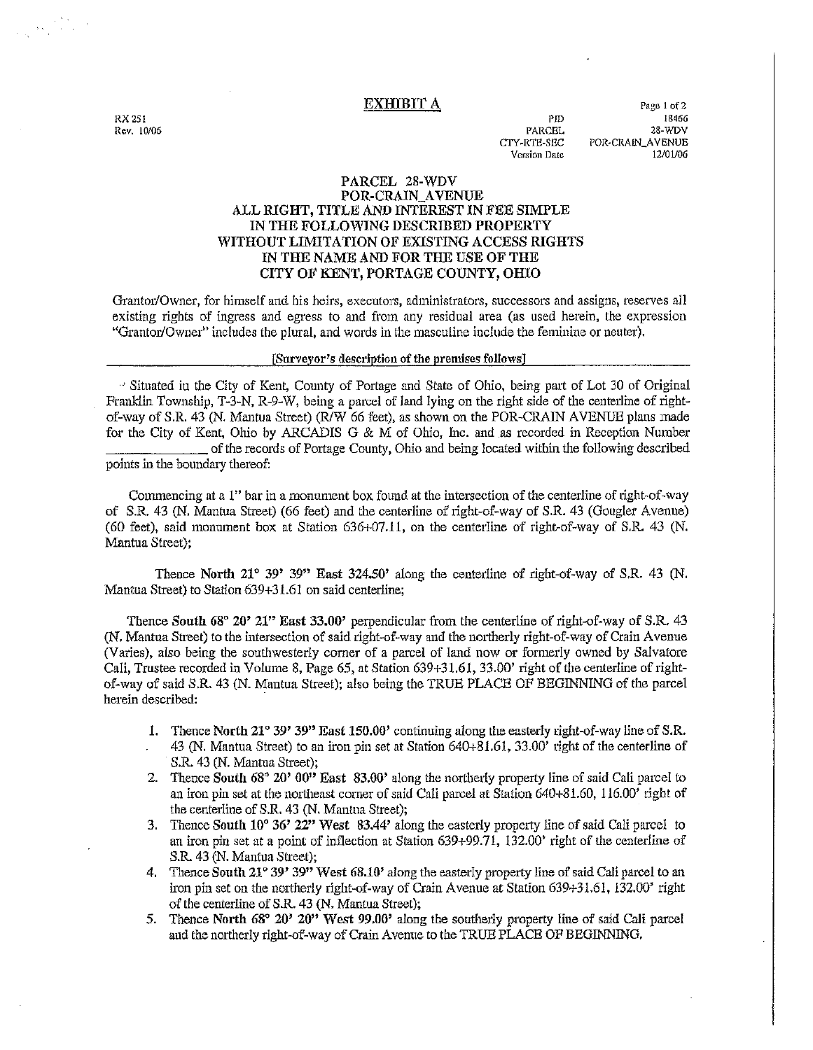# EXHIBIT A

RX 251
Rev. 10/06

| | |
|---|---|
| PID | 18466 |
| PARCEL | 28-WDV |
| CTY-RTE-SEC | POR-CRAIN_AVENUE |
| Version Date | 12/01/06 |

## PARCEL 28-WDV
## POR-CRAIN_AVENUE
## ALL RIGHT, TITLE AND INTEREST IN FEE SIMPLE IN THE FOLLOWING DESCRIBED PROPERTY WITHOUT LIMITATION OF EXISTING ACCESS RIGHTS IN THE NAME AND FOR THE USE OF THE CITY OF KENT, PORTAGE COUNTY, OHIO

Grantor/Owner, for himself and his heirs, executors, administrators, successors and assigns, reserves all existing rights of ingress and egress to and from any residual area (as used herein, the expression "Grantor/Owner" includes the plural, and words in the masculine include the feminine or neuter).

[Surveyor's description of the premises follows]

---

Situated in the City of Kent, County of Portage and State of Ohio, being part of Lot 30 of Original Franklin Township, T-3-N, R-9-W, being a parcel of land lying on the right side of the centerline of right-of-way of S.R. 43 (N. Mantua Street) (R/W 66 feet), as shown on the POR-CRAIN AVENUE plans made for the City of Kent, Ohio by ARCADIS G & M of Ohio, Inc. and as recorded in Reception Number ______________ of the records of Portage County, Ohio and being located within the following described points in the boundary thereof:

Commencing at a 1" bar in a monument box found at the intersection of the centerline of right-of-way of S.R. 43 (N. Mantua Street) (66 feet) and the centerline of right-of-way of S.R. 43 (Gougler Avenue) (60 feet), said monument box at Station 636+07.11, on the centerline of right-of-way of S.R. 43 (N. Mantua Street);

Thence **North 21° 39' 39" East 324.50'** along the centerline of right-of-way of S.R. 43 (N. Mantua Street) to Station 639+31.61 on said centerline;

Thence **South 68° 20' 21" East 33.00'** perpendicular from the centerline of right-of-way of S.R. 43 (N. Mantua Street) to the intersection of said right-of-way and the northerly right-of-way of Crain Avenue (Varies), also being the southwesterly corner of a parcel of land now or formerly owned by Salvatore Cali, Trustee recorded in Volume 8, Page 65, at Station 639+31.61, 33.00' right of the centerline of right-of-way of said S.R. 43 (N. Mantua Street); also being the TRUE PLACE OF BEGINNING of the parcel herein described:

1. Thence **North 21° 39' 39" East 150.00'** continuing along the easterly right-of-way line of S.R. 43 (N. Mantua Street) to an iron pin set at Station 640+81.61, 33.00' right of the centerline of S.R. 43 (N. Mantua Street);
2. Thence **South 68° 20' 00" East 83.00'** along the northerly property line of said Cali parcel to an iron pin set at the northeast corner of said Cali parcel at Station 640+81.60, 116.00' right of the centerline of S.R. 43 (N. Mantua Street);
3. Thence **South 10° 36' 22" West 83.44'** along the easterly property line of said Cali parcel to an iron pin set at a point of inflection at Station 639+99.71, 132.00' right of the centerline of S.R. 43 (N. Mantua Street);
4. Thence **South 21° 39' 39" West 68.10'** along the easterly property line of said Cali parcel to an iron pin set on the northerly right-of-way of Crain Avenue at Station 639+31.61, 132.00' right of the centerline of S.R. 43 (N. Mantua Street);
5. Thence **North 68° 20' 20" West 99.00'** along the southerly property line of said Cali parcel and the northerly right-of-way of Crain Avenue to the TRUE PLACE OF BEGINNING.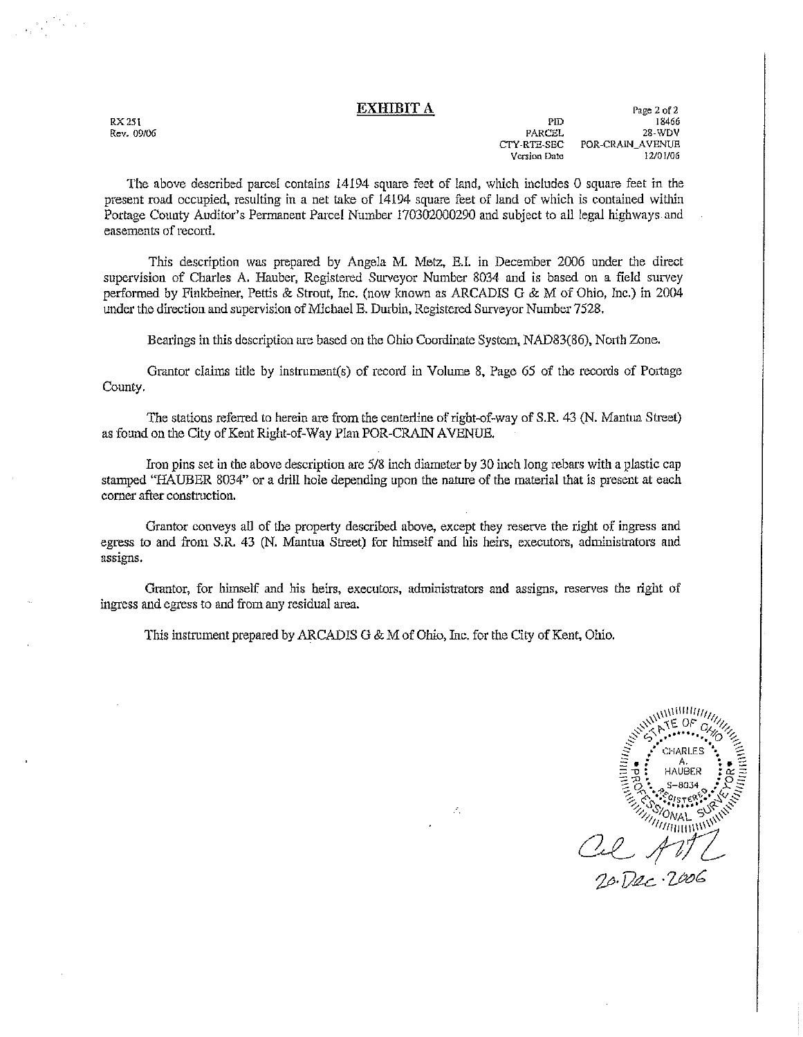## EXHIBIT A

RX 251
Rev. 09/06

| | |
|---|---|
| PID | 18466 |
| PARCEL | 28-WDV |
| CTY-RTE-SEC | POR-CRAIN_AVENUE |
| Version Date | 12/01/06 |

The above described parcel contains 14194 square feet of land, which includes 0 square feet in the present road occupied, resulting in a net take of 14194 square feet of land of which is contained within Portage County Auditor's Permanent Parcel Number 170302000290 and subject to all legal highways and easements of record.

This description was prepared by Angela M. Metz, E.I. in December 2006 under the direct supervision of Charles A. Hauber, Registered Surveyor Number 8034 and is based on a field survey performed by Finkbeiner, Pettis & Strout, Inc. (now known as ARCADIS G & M of Ohio, Inc.) in 2004 under the direction and supervision of Michael E. Durbin, Registered Surveyor Number 7528.

Bearings in this description are based on the Ohio Coordinate System, NAD83(86), North Zone.

Grantor claims title by instrument(s) of record in Volume 8, Page 65 of the records of Portage County.

The stations referred to herein are from the centerline of right-of-way of S.R. 43 (N. Mantua Street) as found on the City of Kent Right-of-Way Plan POR-CRAIN AVENUE.

Iron pins set in the above description are 5/8 inch diameter by 30 inch long rebars with a plastic cap stamped "HAUBER 8034" or a drill hole depending upon the nature of the material that is present at each corner after construction.

Grantor conveys all of the property described above, except they reserve the right of ingress and egress to and from S.R. 43 (N. Mantua Street) for himself and his heirs, executors, administrators and assigns.

Grantor, for himself and his heirs, executors, administrators and assigns, reserves the right of ingress and egress to and from any residual area.

This instrument prepared by ARCADIS G & M of Ohio, Inc. for the City of Kent, Ohio.

STATE OF OHIO
CHARLES A. HAUBER
S-8034
REGISTERED PROFESSIONAL SURVEYOR

20 Dec 2006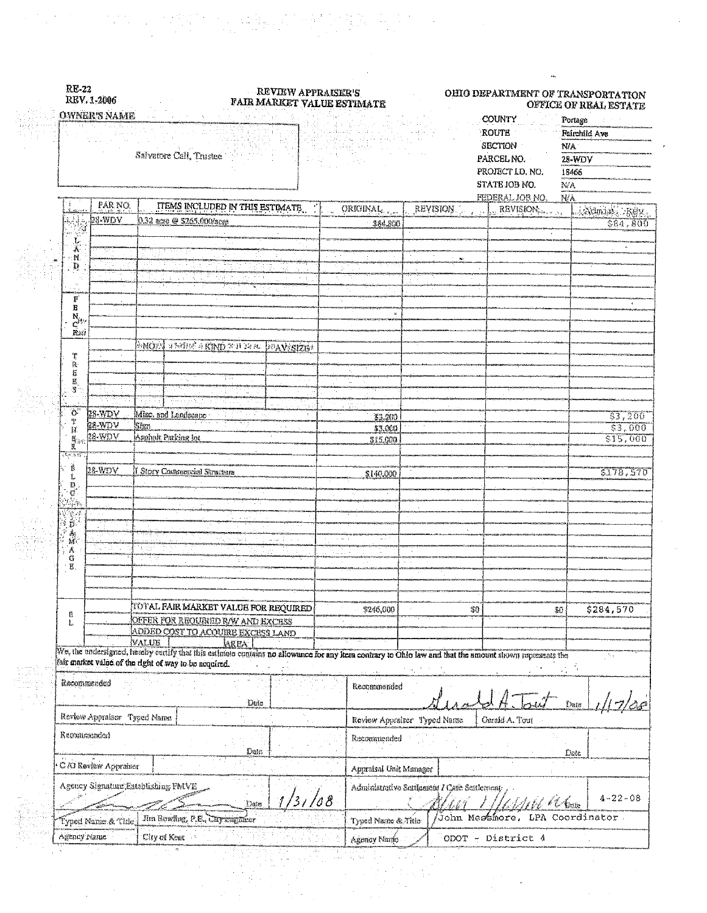RE-22
REV. 1-2006

# REVIEW APPRAISER'S FAIR MARKET VALUE ESTIMATE

OHIO DEPARTMENT OF TRANSPORTATION
OFFICE OF REAL ESTATE

**OWNER'S NAME**

Salvatore Cali, Trustee

| | |
|---|---|
| COUNTY | Portage |
| ROUTE | Fairchild Ave |
| SECTION | N/A |
| PARCEL NO. | 28-WDV |
| PROJECT I.D. NO. | 15466 |
| STATE JOB NO. | N/A |
| FEDERAL JOB NO. | N/A |

| | PAR NO. | ITEMS INCLUDED IN THIS ESTIMATE | ORIGINAL | REVISION | REVISION | Admin. Rev. |
|---|---|---|---|---|---|---|
| LAND | 28-WDV | 0.32 acre @ $265,000/acre | $84,800 | | | $84,800 |
| FENCES | | | | | | |
| TREES | | NO. / KIND / AV. SIZE | | | | |
| OTHER | 28-WDV | Misc. and Landscape | $3,200 | | | $3,200 |
| | 28-WDV | Sign | $3,000 | | | $3,000 |
| | 28-WDV | Asphalt Parking lot | $15,000 | | | $15,000 |
| BLDG. | 28-WDV | 1 Story Commercial Structure | $140,000 | | | $178,570 |
| DAMAGE | | | | | | |
| EL | | TOTAL FAIR MARKET VALUE FOR REQUIRED | $246,000 | $0 | $0 | $284,570 |
| | | OFFER FOR REQUIRED R/W AND EXCESS | | | | |
| | | ADDED COST TO ACQUIRE EXCESS LAND | | | | |
| | | VALUE / AREA | | | | |

We, the undersigned, hereby certify that this estimate contains no allowance for any item contrary to Ohio law and that the amount shown represents the fair market value of the right of way to be acquired.

| | | | |
|---|---|---|---|
| Recommended | Date | Recommended | Gerald A. Tout — Date 1/17/08 |
| Review Appraiser Typed Name | | Review Appraiser Typed Name | Gerald A. Tout |
| Recommended | Date | Recommended | Date |
| C/O Review Appraiser | | Appraisal Unit Manager | |
| Agency Signature Establishing FMVE | Date 1/31/08 | Administrative Settlement / Case Settlement | Date 4-22-08 |
| Typed Name & Title | Jim Bowling, P.E., City Engineer | Typed Name & Title | John Messmore, LPA Coordinator |
| Agency Name | City of Kent | Agency Name | ODOT - District 4 |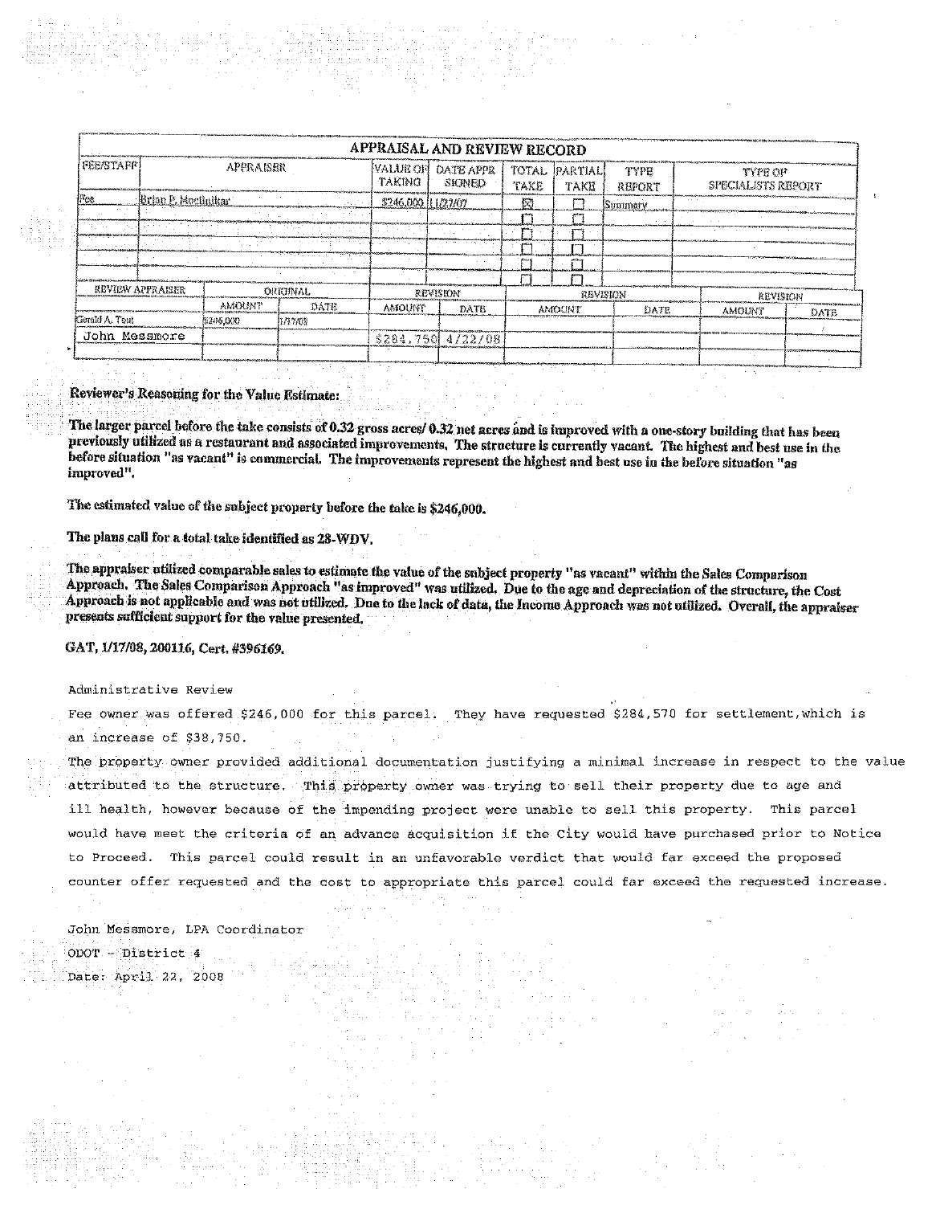## APPRAISAL AND REVIEW RECORD

| FEE/STAFF | APPRAISER | VALUE OF TAKING | DATE APPR SIGNED | TOTAL TAKE | PARTIAL TAKE | TYPE REPORT | TYPE OF SPECIALISTS REPORT |
|---|---|---|---|---|---|---|---|
| Fee | Brian P. Mcclintar | $246,000 | 11/27/07 | ☒ | ☐ | Summary | |
| | | | | ☐ | ☐ | | |
| | | | | ☐ | ☐ | | |
| | | | | ☐ | ☐ | | |
| | | | | ☐ | ☐ | | |
| | | | | ☐ | ☐ | | |

| REVIEW APPRAISER | ORIGINAL | | REVISION | | REVISION | | REVISION | |
|---|---|---|---|---|---|---|---|---|
| | AMOUNT | DATE | AMOUNT | DATE | AMOUNT | DATE | AMOUNT | DATE |
| Gerald A. Taut | $246,000 | 1/17/08 | | | | | | |
| John Messmore | | | $284,750 | 4/22/08 | | | | |
| | | | | | | | | |

**Reviewer's Reasoning for the Value Estimate:**

**The larger parcel before the take consists of 0.32 gross acres/ 0.32 net acres and is improved with a one-story building that has been previously utilized as a restaurant and associated improvements. The structure is currently vacant. The highest and best use in the before situation "as vacant" is commercial. The improvements represent the highest and best use in the before situation "as improved".**

**The estimated value of the subject property before the take is $246,000.**

**The plans call for a total take identified as 28-WDV.**

**The appraiser utilized comparable sales to estimate the value of the subject property "as vacant" within the Sales Comparison Approach. The Sales Comparison Approach "as improved" was utilized. Due to the age and depreciation of the structure, the Cost Approach is not applicable and was not utilized. Due to the lack of data, the Income Approach was not utilized. Overall, the appraiser presents sufficient support for the value presented.**

**GAT, 1/17/08, 200116, *Cert. #396169.***

Administrative Review

Fee owner was offered $246,000 for this parcel. They have requested $284,570 for settlement, which is an increase of $38,750.

The property owner provided additional documentation justifying a minimal increase in respect to the value attributed to the structure. This property owner was trying to sell their property due to age and ill health, however because of the impending project were unable to sell this property. This parcel would have meet the criteria of an advance acquisition if the City would have purchased prior to Notice to Proceed. This parcel could result in an unfavorable verdict that would far exceed the proposed counter offer requested and the cost to appropriate this parcel could far exceed the requested increase.

John Messmore, LPA Coordinator
ODOT - District 4
Date: April 22, 2008